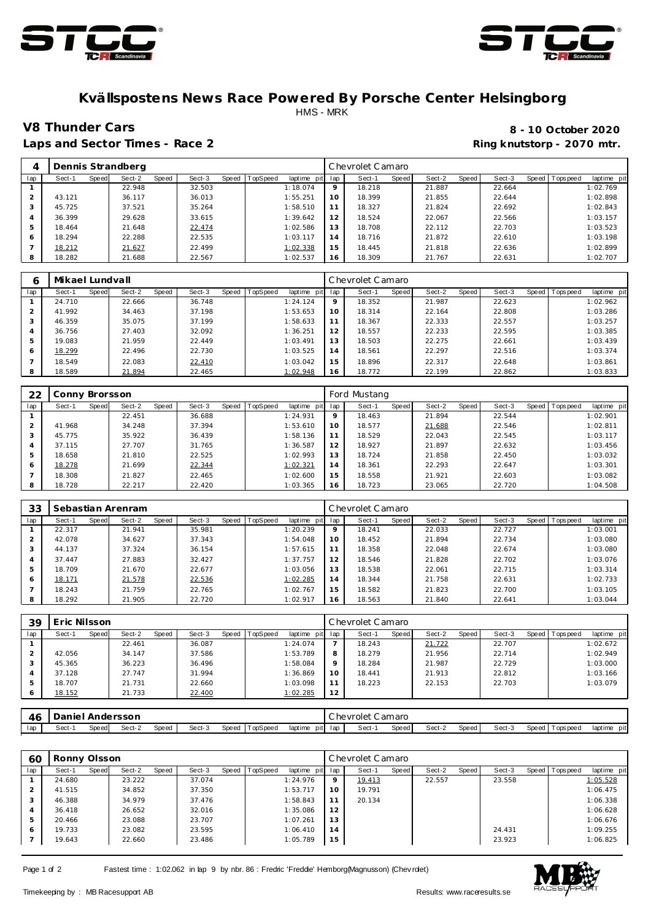# Kvällspostens News Race Powered By Porsche Center Helsingborg

HMS - MRK

## V8 Thunder Cars

**8 - 10 October 2020**

**Laps and Sector Times - Race 2**

**Ring knutstorp - 2070 mtr.**

| 4 | Dennis Strandberg | | | | | | | | Chevrolet Camaro | | | | | | | | |
|---|---|---|---|---|---|---|---|---|---|---|---|---|---|---|---|---|---|
| lap | Sect-1 | Speed | Sect-2 | Speed | Sect-3 | Speed | TopSpeed | laptime pit | lap | Sect-1 | Speed | Sect-2 | Speed | Sect-3 | Speed | Topspeed | laptime pit |
| 1 | | | 22.948 | | 32.503 | | | 1:18.074 | 9 | 18.218 | | 21.887 | | 22.664 | | | 1:02.769 |
| 2 | 43.121 | | 36.117 | | 36.013 | | | 1:55.251 | 10 | 18.399 | | 21.855 | | 22.644 | | | 1:02.898 |
| 3 | 45.725 | | 37.521 | | 35.264 | | | 1:58.510 | 11 | 18.327 | | 21.824 | | 22.692 | | | 1:02.843 |
| 4 | 36.399 | | 29.628 | | 33.615 | | | 1:39.642 | 12 | 18.524 | | 22.067 | | 22.566 | | | 1:03.157 |
| 5 | 18.464 | | 21.648 | | 22.474 | | | 1:02.586 | 13 | 18.708 | | 22.112 | | 22.703 | | | 1:03.523 |
| 6 | 18.294 | | 22.288 | | 22.535 | | | 1:03.117 | 14 | 18.716 | | 21.872 | | 22.610 | | | 1:03.198 |
| 7 | 18.212 | | 21.627 | | 22.499 | | | 1:02.338 | 15 | 18.445 | | 21.818 | | 22.636 | | | 1:02.899 |
| 8 | 18.282 | | 21.688 | | 22.567 | | | 1:02.537 | 16 | 18.309 | | 21.767 | | 22.631 | | | 1:02.707 |

| 6 | Mikael Lundvall | | | | | | | | Chevrolet Camaro | | | | | | | | |
|---|---|---|---|---|---|---|---|---|---|---|---|---|---|---|---|---|---|
| lap | Sect-1 | Speed | Sect-2 | Speed | Sect-3 | Speed | TopSpeed | laptime pit | lap | Sect-1 | Speed | Sect-2 | Speed | Sect-3 | Speed | Topspeed | laptime pit |
| 1 | 24.710 | | 22.666 | | 36.748 | | | 1:24.124 | 9 | 18.352 | | 21.987 | | 22.623 | | | 1:02.962 |
| 2 | 41.992 | | 34.463 | | 37.198 | | | 1:53.653 | 10 | 18.314 | | 22.164 | | 22.808 | | | 1:03.286 |
| 3 | 46.359 | | 35.075 | | 37.199 | | | 1:58.633 | 11 | 18.367 | | 22.333 | | 22.557 | | | 1:03.257 |
| 4 | 36.756 | | 27.403 | | 32.092 | | | 1:36.251 | 12 | 18.557 | | 22.233 | | 22.595 | | | 1:03.385 |
| 5 | 19.083 | | 21.959 | | 22.449 | | | 1:03.491 | 13 | 18.503 | | 22.275 | | 22.661 | | | 1:03.439 |
| 6 | 18.299 | | 22.496 | | 22.730 | | | 1:03.525 | 14 | 18.561 | | 22.297 | | 22.516 | | | 1:03.374 |
| 7 | 18.549 | | 22.083 | | 22.410 | | | 1:03.042 | 15 | 18.896 | | 22.317 | | 22.648 | | | 1:03.861 |
| 8 | 18.589 | | 21.894 | | 22.465 | | | 1:02.948 | 16 | 18.772 | | 22.199 | | 22.862 | | | 1:03.833 |

| 22 | Conny Brorsson | | | | | | | | Ford Mustang | | | | | | | | |
|---|---|---|---|---|---|---|---|---|---|---|---|---|---|---|---|---|---|
| lap | Sect-1 | Speed | Sect-2 | Speed | Sect-3 | Speed | TopSpeed | laptime pit | lap | Sect-1 | Speed | Sect-2 | Speed | Sect-3 | Speed | Topspeed | laptime pit |
| 1 | | | 22.451 | | 36.688 | | | 1:24.931 | 9 | 18.463 | | 21.894 | | 22.544 | | | 1:02.901 |
| 2 | 41.968 | | 34.248 | | 37.394 | | | 1:53.610 | 10 | 18.577 | | 21.688 | | 22.546 | | | 1:02.811 |
| 3 | 45.775 | | 35.922 | | 36.439 | | | 1:58.136 | 11 | 18.529 | | 22.043 | | 22.545 | | | 1:03.117 |
| 4 | 37.115 | | 27.707 | | 31.765 | | | 1:36.587 | 12 | 18.927 | | 21.897 | | 22.632 | | | 1:03.456 |
| 5 | 18.658 | | 21.810 | | 22.525 | | | 1:02.993 | 13 | 18.724 | | 21.858 | | 22.450 | | | 1:03.032 |
| 6 | 18.278 | | 21.699 | | 22.344 | | | 1:02.321 | 14 | 18.361 | | 22.293 | | 22.647 | | | 1:03.301 |
| 7 | 18.308 | | 21.827 | | 22.465 | | | 1:02.600 | 15 | 18.558 | | 21.921 | | 22.603 | | | 1:03.082 |
| 8 | 18.728 | | 22.217 | | 22.420 | | | 1:03.365 | 16 | 18.723 | | 23.065 | | 22.720 | | | 1:04.508 |

| 33 | Sebastian Arenram | | | | | | | | Chevrolet Camaro | | | | | | | | |
|---|---|---|---|---|---|---|---|---|---|---|---|---|---|---|---|---|---|
| lap | Sect-1 | Speed | Sect-2 | Speed | Sect-3 | Speed | TopSpeed | laptime pit | lap | Sect-1 | Speed | Sect-2 | Speed | Sect-3 | Speed | Topspeed | laptime pit |
| 1 | 22.317 | | 21.941 | | 35.981 | | | 1:20.239 | 9 | 18.241 | | 22.033 | | 22.727 | | | 1:03.001 |
| 2 | 42.078 | | 34.627 | | 37.343 | | | 1:54.048 | 10 | 18.452 | | 21.894 | | 22.734 | | | 1:03.080 |
| 3 | 44.137 | | 37.324 | | 36.154 | | | 1:57.615 | 11 | 18.358 | | 22.048 | | 22.674 | | | 1:03.080 |
| 4 | 37.447 | | 27.883 | | 32.427 | | | 1:37.757 | 12 | 18.546 | | 21.828 | | 22.702 | | | 1:03.076 |
| 5 | 18.709 | | 21.670 | | 22.677 | | | 1:03.056 | 13 | 18.538 | | 22.061 | | 22.715 | | | 1:03.314 |
| 6 | 18.171 | | 21.578 | | 22.536 | | | 1:02.285 | 14 | 18.344 | | 21.758 | | 22.631 | | | 1:02.733 |
| 7 | 18.243 | | 21.759 | | 22.765 | | | 1:02.767 | 15 | 18.582 | | 21.823 | | 22.700 | | | 1:03.105 |
| 8 | 18.292 | | 21.905 | | 22.720 | | | 1:02.917 | 16 | 18.563 | | 21.840 | | 22.641 | | | 1:03.044 |

| 39 | Eric Nilsson | | | | | | | | Chevrolet Camaro | | | | | | | | |
|---|---|---|---|---|---|---|---|---|---|---|---|---|---|---|---|---|---|
| lap | Sect-1 | Speed | Sect-2 | Speed | Sect-3 | Speed | TopSpeed | laptime pit | lap | Sect-1 | Speed | Sect-2 | Speed | Sect-3 | Speed | Topspeed | laptime pit |
| 1 | | | 22.461 | | 36.087 | | | 1:24.074 | 7 | 18.243 | | 21.722 | | 22.707 | | | 1:02.672 |
| 2 | 42.056 | | 34.147 | | 37.586 | | | 1:53.789 | 8 | 18.279 | | 21.956 | | 22.714 | | | 1:02.949 |
| 3 | 45.365 | | 36.223 | | 36.496 | | | 1:58.084 | 9 | 18.284 | | 21.987 | | 22.729 | | | 1:03.000 |
| 4 | 37.128 | | 27.747 | | 31.994 | | | 1:36.869 | 10 | 18.441 | | 21.913 | | 22.812 | | | 1:03.166 |
| 5 | 18.707 | | 21.731 | | 22.660 | | | 1:03.098 | 11 | 18.223 | | 22.153 | | 22.703 | | | 1:03.079 |
| 6 | 18.152 | | 21.733 | | 22.400 | | | 1:02.285 | 12 | | | | | | | | |

| 46 | Daniel Andersson | | | | | | | | Chevrolet Camaro | | | | | | | | |
|---|---|---|---|---|---|---|---|---|---|---|---|---|---|---|---|---|---|
| lap | Sect-1 | Speed | Sect-2 | Speed | Sect-3 | Speed | TopSpeed | laptime pit | lap | Sect-1 | Speed | Sect-2 | Speed | Sect-3 | Speed | Topspeed | laptime pit |

| 60 | Ronny Olsson | | | | | | | | Chevrolet Camaro | | | | | | | | |
|---|---|---|---|---|---|---|---|---|---|---|---|---|---|---|---|---|---|
| lap | Sect-1 | Speed | Sect-2 | Speed | Sect-3 | Speed | TopSpeed | laptime pit | lap | Sect-1 | Speed | Sect-2 | Speed | Sect-3 | Speed | Topspeed | laptime pit |
| 1 | 24.680 | | 23.222 | | 37.074 | | | 1:24.976 | 9 | 19.413 | | 22.557 | | 23.558 | | | 1:05.528 |
| 2 | 41.515 | | 34.852 | | 37.350 | | | 1:53.717 | 10 | 19.791 | | | | | | | 1:06.475 |
| 3 | 46.388 | | 34.979 | | 37.476 | | | 1:58.843 | 11 | 20.134 | | | | | | | 1:06.338 |
| 4 | 36.418 | | 26.652 | | 32.016 | | | 1:35.086 | 12 | | | | | | | | 1:06.628 |
| 5 | 20.466 | | 23.088 | | 23.707 | | | 1:07.261 | 13 | | | | | | | | 1:06.676 |
| 6 | 19.733 | | 23.082 | | 23.595 | | | 1:06.410 | 14 | | | | | 24.431 | | | 1:09.255 |
| 7 | 19.643 | | 22.660 | | 23.486 | | | 1:05.789 | 15 | | | | | 23.923 | | | 1:06.825 |

Fastest time : 1:02.062 in lap 9 by nbr. 86 : Fredric 'Freddie' Hemborg(Magnusson) (Chevrolet)

Timekeeping by : MB Racesupport AB

Results: www.raceresults.se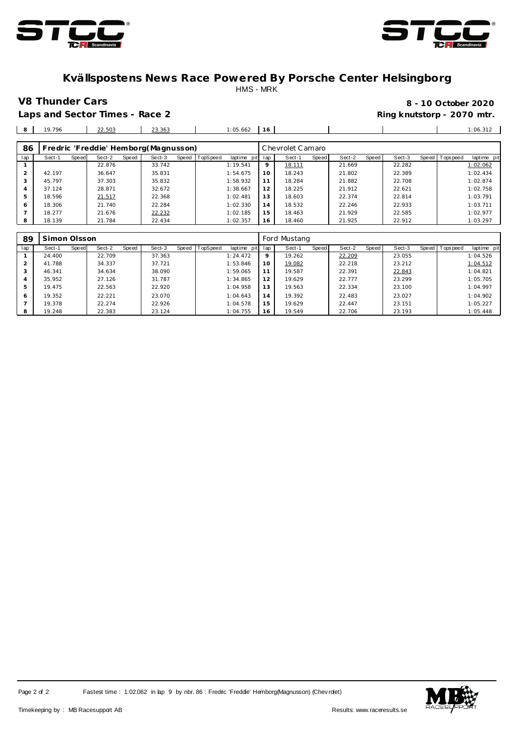# Kvällspostens News Race Powered By Porsche Center Helsingborg

HMS - MRK

## V8 Thunder Cars

**8 - 10 October 2020**

**Laps and Sector Times - Race 2**

**Ring knutstorp - 2070 mtr.**

| | | | | | | | | | | | | | | | | | |
|---|---|---|---|---|---|---|---|---|---|---|---|---|---|---|---|---|---|
| 8 | 19.796 | | 22.503 | | 23.363 | | | 1:05.662 | 16 | | | | | | | | 1:06.312 |

| 86 | Fredric 'Freddie' Hemborg(Magnusson) | | | | | | | | Chevrolet Camaro | | | | | | | | |
|---|---|---|---|---|---|---|---|---|---|---|---|---|---|---|---|---|---|
| lap | Sect-1 | Speed | Sect-2 | Speed | Sect-3 | Speed | TopSpeed | laptime pit | lap | Sect-1 | Speed | Sect-2 | Speed | Sect-3 | Speed | Topspeed | laptime pit |
| 1 | | | 22.876 | | 33.742 | | | 1:19.541 | 9 | 18.111 | | 21.669 | | 22.282 | | | 1:02.062 |
| 2 | 42.197 | | 36.647 | | 35.831 | | | 1:54.675 | 10 | 18.243 | | 21.802 | | 22.389 | | | 1:02.434 |
| 3 | 45.797 | | 37.303 | | 35.832 | | | 1:58.932 | 11 | 18.284 | | 21.882 | | 22.708 | | | 1:02.874 |
| 4 | 37.124 | | 28.871 | | 32.672 | | | 1:38.667 | 12 | 18.225 | | 21.912 | | 22.621 | | | 1:02.758 |
| 5 | 18.596 | | 21.517 | | 22.368 | | | 1:02.481 | 13 | 18.603 | | 22.374 | | 22.814 | | | 1:03.791 |
| 6 | 18.306 | | 21.740 | | 22.284 | | | 1:02.330 | 14 | 18.532 | | 22.246 | | 22.933 | | | 1:03.711 |
| 7 | 18.277 | | 21.676 | | 22.232 | | | 1:02.185 | 15 | 18.463 | | 21.929 | | 22.585 | | | 1:02.977 |
| 8 | 18.139 | | 21.784 | | 22.434 | | | 1:02.357 | 16 | 18.460 | | 21.925 | | 22.912 | | | 1:03.297 |

| 89 | Simon Olsson | | | | | | | | Ford Mustang | | | | | | | | |
|---|---|---|---|---|---|---|---|---|---|---|---|---|---|---|---|---|---|
| lap | Sect-1 | Speed | Sect-2 | Speed | Sect-3 | Speed | TopSpeed | laptime pit | lap | Sect-1 | Speed | Sect-2 | Speed | Sect-3 | Speed | Topspeed | laptime pit |
| 1 | 24.400 | | 22.709 | | 37.363 | | | 1:24.472 | 9 | 19.262 | | 22.209 | | 23.055 | | | 1:04.526 |
| 2 | 41.788 | | 34.337 | | 37.721 | | | 1:53.846 | 10 | 19.082 | | 22.218 | | 23.212 | | | 1:04.512 |
| 3 | 46.341 | | 34.634 | | 38.090 | | | 1:59.065 | 11 | 19.587 | | 22.391 | | 22.843 | | | 1:04.821 |
| 4 | 35.952 | | 27.126 | | 31.787 | | | 1:34.865 | 12 | 19.629 | | 22.777 | | 23.299 | | | 1:05.705 |
| 5 | 19.475 | | 22.563 | | 22.920 | | | 1:04.958 | 13 | 19.563 | | 22.334 | | 23.100 | | | 1:04.997 |
| 6 | 19.352 | | 22.221 | | 23.070 | | | 1:04.643 | 14 | 19.392 | | 22.483 | | 23.027 | | | 1:04.902 |
| 7 | 19.378 | | 22.274 | | 22.926 | | | 1:04.578 | 15 | 19.629 | | 22.447 | | 23.151 | | | 1:05.227 |
| 8 | 19.248 | | 22.383 | | 23.124 | | | 1:04.755 | 16 | 19.549 | | 22.706 | | 23.193 | | | 1:05.448 |

Fastest time : 1:02.062 in lap 9 by nbr. 86 : Fredric 'Freddie' Hemborg(Magnusson) (Chevrolet)

Timekeeping by : MB Racesupport AB

Results: www.raceresults.se